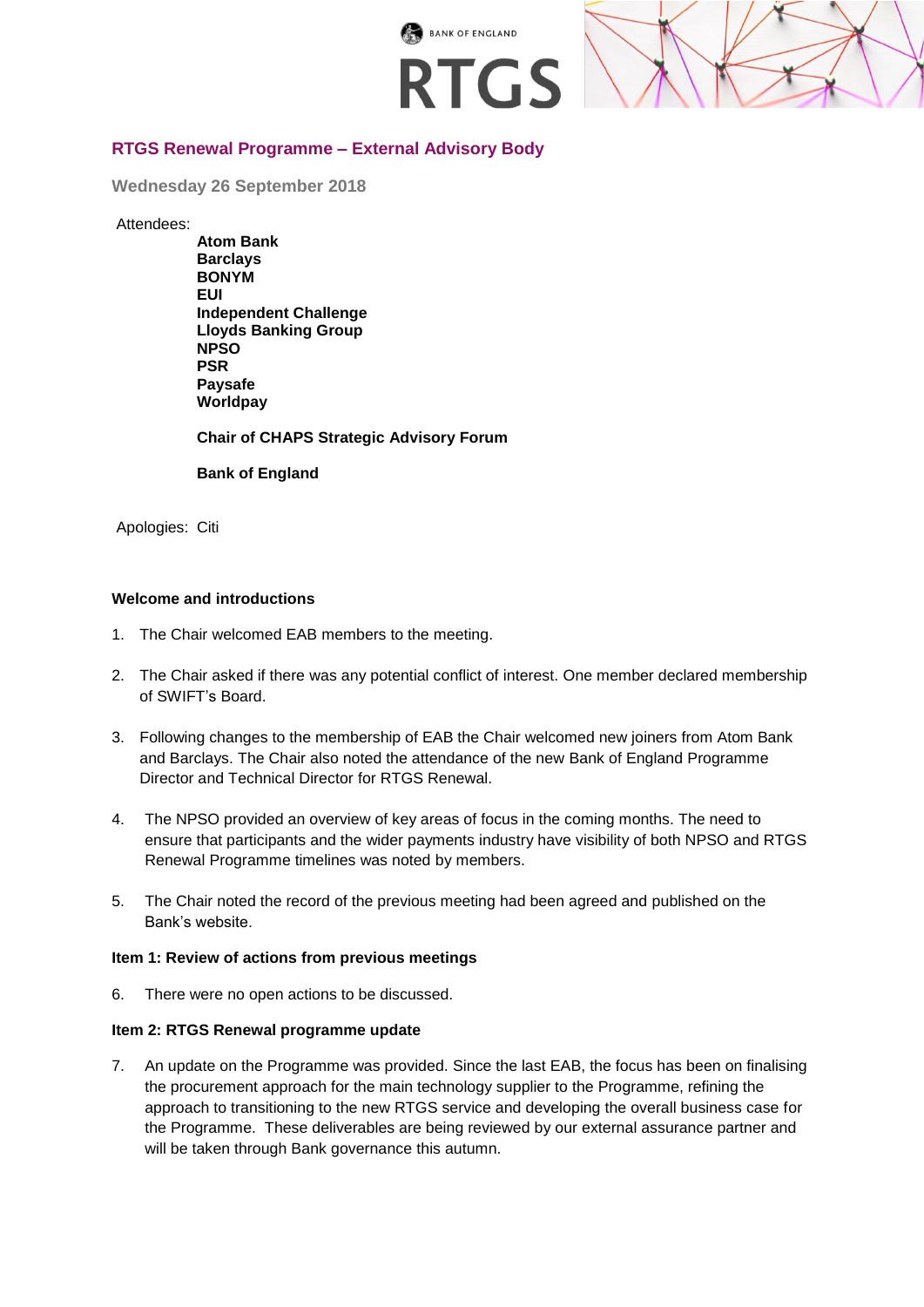## RTGS Renewal Programme – External Advisory Body

**Wednesday 26 September 2018**

Attendees:

**Atom Bank**
**Barclays**
**BONYM**
**EUI**
**Independent Challenge**
**Lloyds Banking Group**
**NPSO**
**PSR**
**Paysafe**
**Worldpay**

**Chair of CHAPS Strategic Advisory Forum**

**Bank of England**

Apologies: Citi

### Welcome and introductions

1. The Chair welcomed EAB members to the meeting.

2. The Chair asked if there was any potential conflict of interest. One member declared membership of SWIFT's Board.

3. Following changes to the membership of EAB the Chair welcomed new joiners from Atom Bank and Barclays. The Chair also noted the attendance of the new Bank of England Programme Director and Technical Director for RTGS Renewal.

4. The NPSO provided an overview of key areas of focus in the coming months. The need to ensure that participants and the wider payments industry have visibility of both NPSO and RTGS Renewal Programme timelines was noted by members.

5. The Chair noted the record of the previous meeting had been agreed and published on the Bank's website.

### Item 1: Review of actions from previous meetings

6. There were no open actions to be discussed.

### Item 2: RTGS Renewal programme update

7. An update on the Programme was provided. Since the last EAB, the focus has been on finalising the procurement approach for the main technology supplier to the Programme, refining the approach to transitioning to the new RTGS service and developing the overall business case for the Programme. These deliverables are being reviewed by our external assurance partner and will be taken through Bank governance this autumn.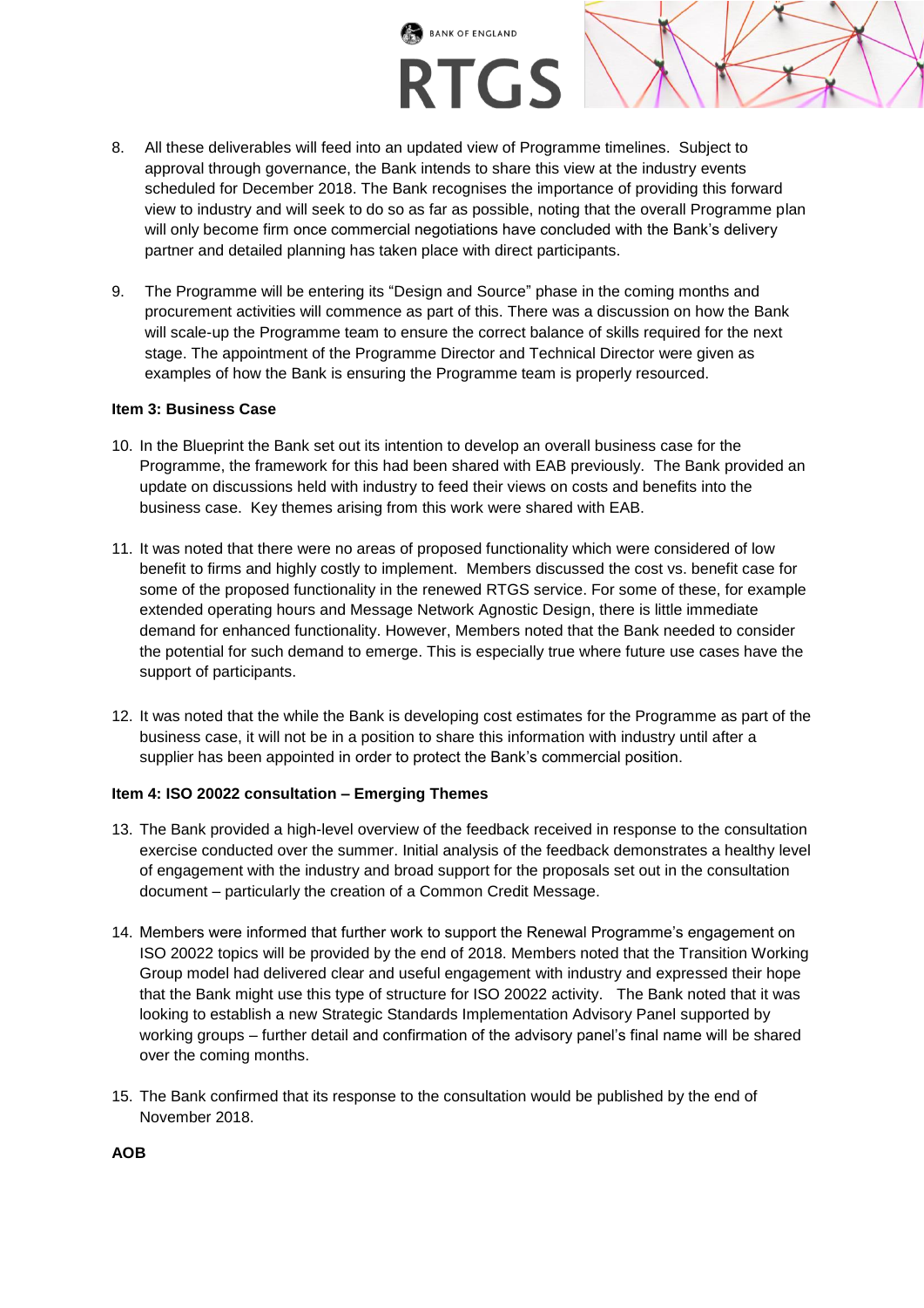8. All these deliverables will feed into an updated view of Programme timelines. Subject to approval through governance, the Bank intends to share this view at the industry events scheduled for December 2018. The Bank recognises the importance of providing this forward view to industry and will seek to do so as far as possible, noting that the overall Programme plan will only become firm once commercial negotiations have concluded with the Bank's delivery partner and detailed planning has taken place with direct participants.

9. The Programme will be entering its "Design and Source" phase in the coming months and procurement activities will commence as part of this. There was a discussion on how the Bank will scale-up the Programme team to ensure the correct balance of skills required for the next stage. The appointment of the Programme Director and Technical Director were given as examples of how the Bank is ensuring the Programme team is properly resourced.

**Item 3: Business Case**

10. In the Blueprint the Bank set out its intention to develop an overall business case for the Programme, the framework for this had been shared with EAB previously. The Bank provided an update on discussions held with industry to feed their views on costs and benefits into the business case. Key themes arising from this work were shared with EAB.

11. It was noted that there were no areas of proposed functionality which were considered of low benefit to firms and highly costly to implement. Members discussed the cost vs. benefit case for some of the proposed functionality in the renewed RTGS service. For some of these, for example extended operating hours and Message Network Agnostic Design, there is little immediate demand for enhanced functionality. However, Members noted that the Bank needed to consider the potential for such demand to emerge. This is especially true where future use cases have the support of participants.

12. It was noted that the while the Bank is developing cost estimates for the Programme as part of the business case, it will not be in a position to share this information with industry until after a supplier has been appointed in order to protect the Bank's commercial position.

**Item 4: ISO 20022 consultation – Emerging Themes**

13. The Bank provided a high-level overview of the feedback received in response to the consultation exercise conducted over the summer. Initial analysis of the feedback demonstrates a healthy level of engagement with the industry and broad support for the proposals set out in the consultation document – particularly the creation of a Common Credit Message.

14. Members were informed that further work to support the Renewal Programme's engagement on ISO 20022 topics will be provided by the end of 2018. Members noted that the Transition Working Group model had delivered clear and useful engagement with industry and expressed their hope that the Bank might use this type of structure for ISO 20022 activity. The Bank noted that it was looking to establish a new Strategic Standards Implementation Advisory Panel supported by working groups – further detail and confirmation of the advisory panel's final name will be shared over the coming months.

15. The Bank confirmed that its response to the consultation would be published by the end of November 2018.

**AOB**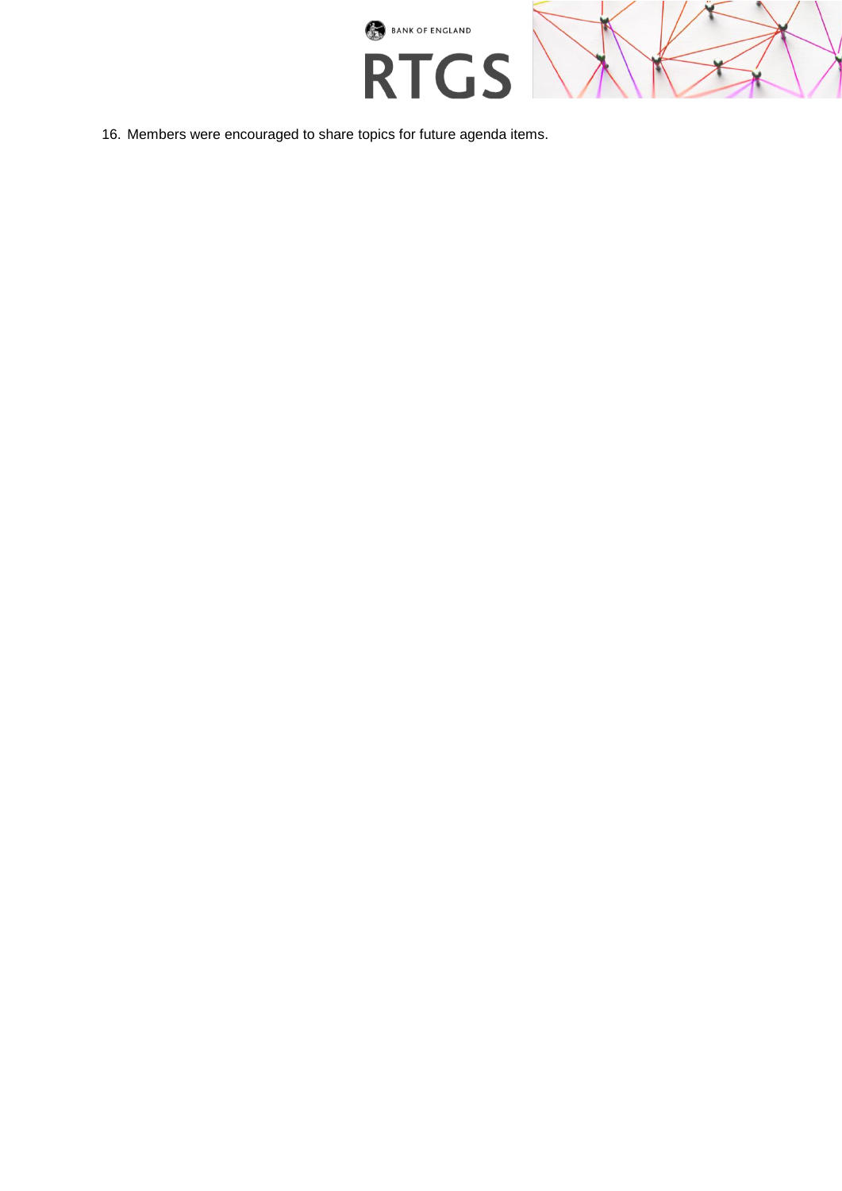16. Members were encouraged to share topics for future agenda items.